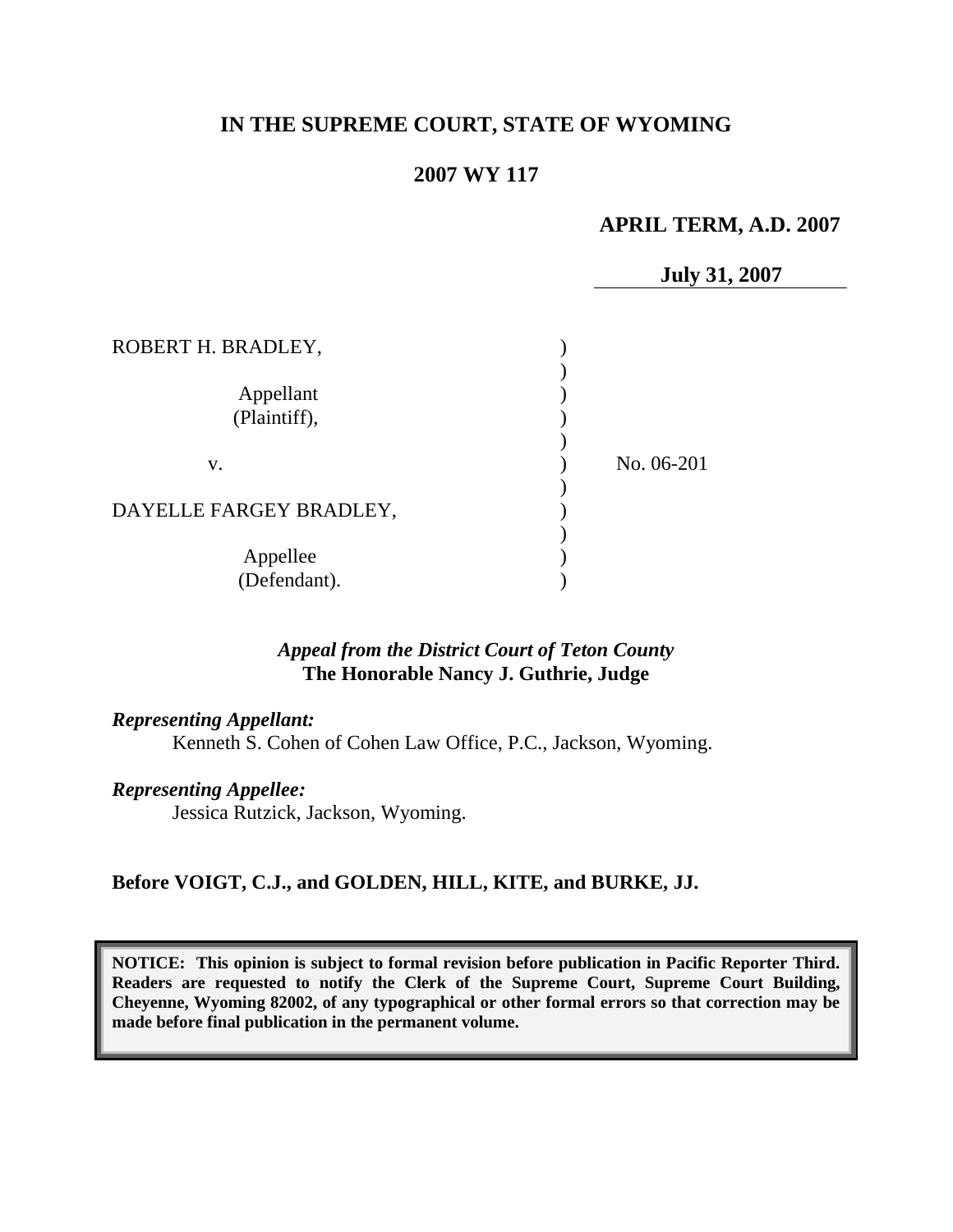**IN THE SUPREME COURT, STATE OF WYOMING**

**2007 WY 117**

**APRIL TERM, A.D. 2007**

**July 31, 2007**

ROBERT H. BRADLEY,

Appellant
(Plaintiff),

v.

DAYELLE FARGEY BRADLEY,

Appellee
(Defendant).

No. 06-201

***Appeal from the District Court of Teton County***
**The Honorable Nancy J. Guthrie, Judge**

***Representing Appellant:***
Kenneth S. Cohen of Cohen Law Office, P.C., Jackson, Wyoming.

***Representing Appellee:***
Jessica Rutzick, Jackson, Wyoming.

**Before VOIGT, C.J., and GOLDEN, HILL, KITE, and BURKE, JJ.**

**NOTICE: This opinion is subject to formal revision before publication in Pacific Reporter Third. Readers are requested to notify the Clerk of the Supreme Court, Supreme Court Building, Cheyenne, Wyoming 82002, of any typographical or other formal errors so that correction may be made before final publication in the permanent volume.**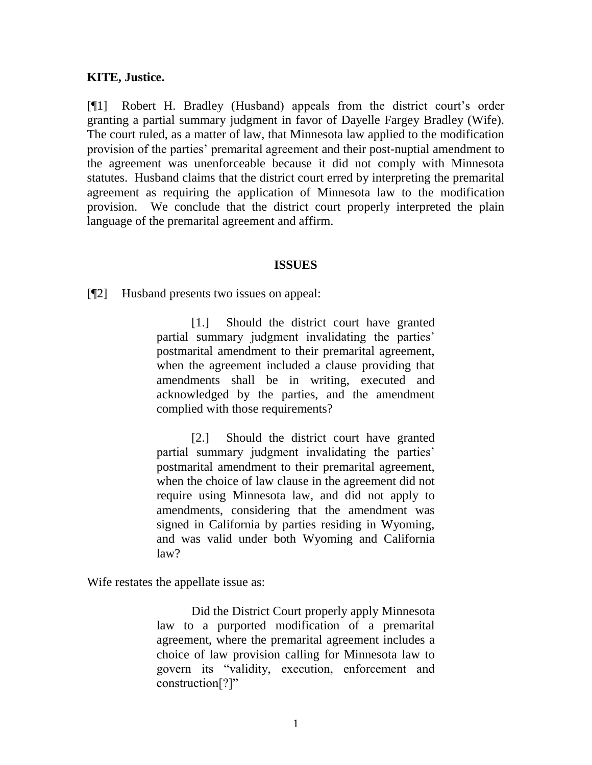**KITE, Justice.**

[¶1] Robert H. Bradley (Husband) appeals from the district court's order granting a partial summary judgment in favor of Dayelle Fargey Bradley (Wife). The court ruled, as a matter of law, that Minnesota law applied to the modification provision of the parties' premarital agreement and their post-nuptial amendment to the agreement was unenforceable because it did not comply with Minnesota statutes. Husband claims that the district court erred by interpreting the premarital agreement as requiring the application of Minnesota law to the modification provision. We conclude that the district court properly interpreted the plain language of the premarital agreement and affirm.

## ISSUES

[¶2] Husband presents two issues on appeal:

> [1.] Should the district court have granted partial summary judgment invalidating the parties' postmarital amendment to their premarital agreement, when the agreement included a clause providing that amendments shall be in writing, executed and acknowledged by the parties, and the amendment complied with those requirements?
>
> [2.] Should the district court have granted partial summary judgment invalidating the parties' postmarital amendment to their premarital agreement, when the choice of law clause in the agreement did not require using Minnesota law, and did not apply to amendments, considering that the amendment was signed in California by parties residing in Wyoming, and was valid under both Wyoming and California law?

Wife restates the appellate issue as:

> Did the District Court properly apply Minnesota law to a purported modification of a premarital agreement, where the premarital agreement includes a choice of law provision calling for Minnesota law to govern its "validity, execution, enforcement and construction[?]"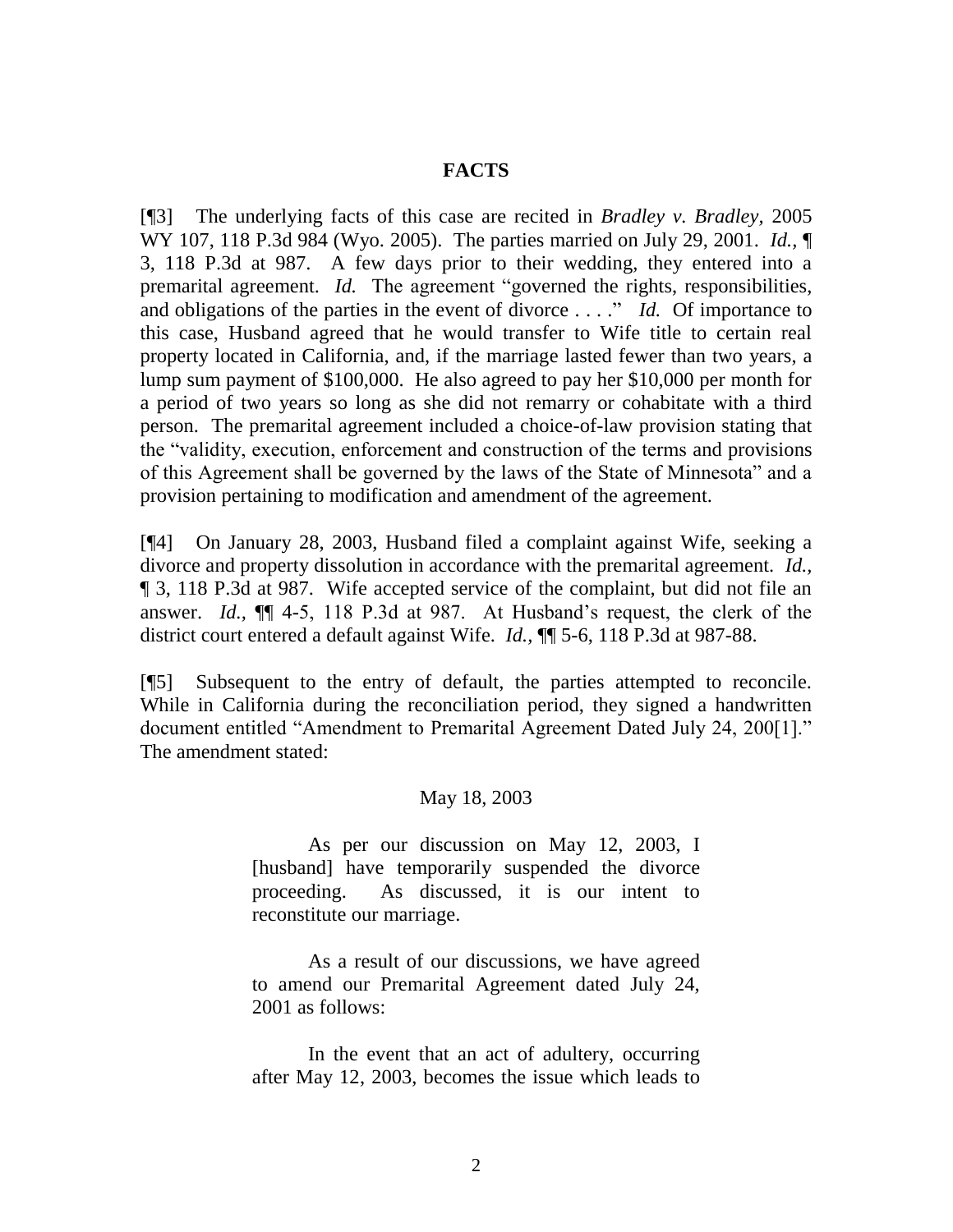## FACTS

[¶3] The underlying facts of this case are recited in *Bradley v. Bradley*, 2005 WY 107, 118 P.3d 984 (Wyo. 2005). The parties married on July 29, 2001. *Id.*, ¶ 3, 118 P.3d at 987. A few days prior to their wedding, they entered into a premarital agreement. *Id.* The agreement "governed the rights, responsibilities, and obligations of the parties in the event of divorce . . . ." *Id.* Of importance to this case, Husband agreed that he would transfer to Wife title to certain real property located in California, and, if the marriage lasted fewer than two years, a lump sum payment of $100,000. He also agreed to pay her $10,000 per month for a period of two years so long as she did not remarry or cohabitate with a third person. The premarital agreement included a choice-of-law provision stating that the "validity, execution, enforcement and construction of the terms and provisions of this Agreement shall be governed by the laws of the State of Minnesota" and a provision pertaining to modification and amendment of the agreement.

[¶4] On January 28, 2003, Husband filed a complaint against Wife, seeking a divorce and property dissolution in accordance with the premarital agreement. *Id.*, ¶ 3, 118 P.3d at 987. Wife accepted service of the complaint, but did not file an answer. *Id.*, ¶¶ 4-5, 118 P.3d at 987. At Husband's request, the clerk of the district court entered a default against Wife. *Id.*, ¶¶ 5-6, 118 P.3d at 987-88.

[¶5] Subsequent to the entry of default, the parties attempted to reconcile. While in California during the reconciliation period, they signed a handwritten document entitled "Amendment to Premarital Agreement Dated July 24, 200[1]." The amendment stated:

> May 18, 2003
>
> As per our discussion on May 12, 2003, I [husband] have temporarily suspended the divorce proceeding. As discussed, it is our intent to reconstitute our marriage.
>
> As a result of our discussions, we have agreed to amend our Premarital Agreement dated July 24, 2001 as follows:
>
> In the event that an act of adultery, occurring after May 12, 2003, becomes the issue which leads to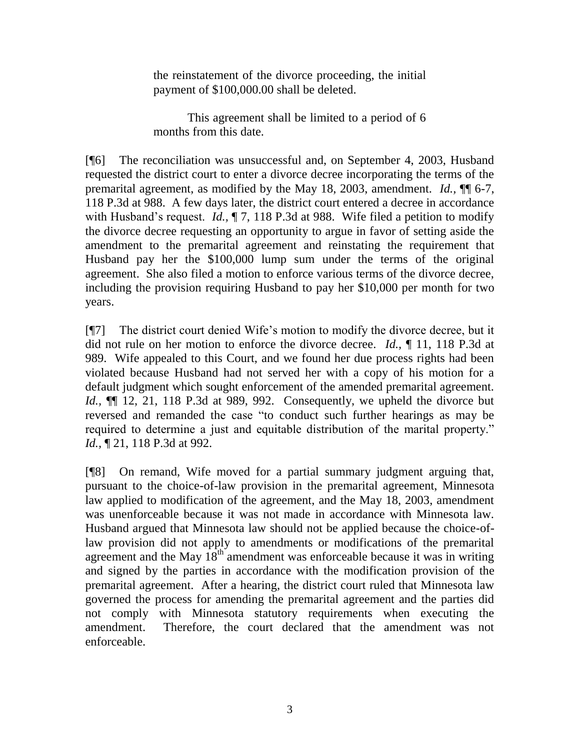> the reinstatement of the divorce proceeding, the initial payment of $100,000.00 shall be deleted.
>
> This agreement shall be limited to a period of 6 months from this date.

[¶6] The reconciliation was unsuccessful and, on September 4, 2003, Husband requested the district court to enter a divorce decree incorporating the terms of the premarital agreement, as modified by the May 18, 2003, amendment. *Id.*, ¶¶ 6-7, 118 P.3d at 988. A few days later, the district court entered a decree in accordance with Husband's request. *Id.*, ¶ 7, 118 P.3d at 988. Wife filed a petition to modify the divorce decree requesting an opportunity to argue in favor of setting aside the amendment to the premarital agreement and reinstating the requirement that Husband pay her the $100,000 lump sum under the terms of the original agreement. She also filed a motion to enforce various terms of the divorce decree, including the provision requiring Husband to pay her $10,000 per month for two years.

[¶7] The district court denied Wife's motion to modify the divorce decree, but it did not rule on her motion to enforce the divorce decree. *Id.*, ¶ 11, 118 P.3d at 989. Wife appealed to this Court, and we found her due process rights had been violated because Husband had not served her with a copy of his motion for a default judgment which sought enforcement of the amended premarital agreement. *Id.*, ¶¶ 12, 21, 118 P.3d at 989, 992. Consequently, we upheld the divorce but reversed and remanded the case "to conduct such further hearings as may be required to determine a just and equitable distribution of the marital property." *Id.*, ¶ 21, 118 P.3d at 992.

[¶8] On remand, Wife moved for a partial summary judgment arguing that, pursuant to the choice-of-law provision in the premarital agreement, Minnesota law applied to modification of the agreement, and the May 18, 2003, amendment was unenforceable because it was not made in accordance with Minnesota law. Husband argued that Minnesota law should not be applied because the choice-of-law provision did not apply to amendments or modifications of the premarital agreement and the May 18th amendment was enforceable because it was in writing and signed by the parties in accordance with the modification provision of the premarital agreement. After a hearing, the district court ruled that Minnesota law governed the process for amending the premarital agreement and the parties did not comply with Minnesota statutory requirements when executing the amendment. Therefore, the court declared that the amendment was not enforceable.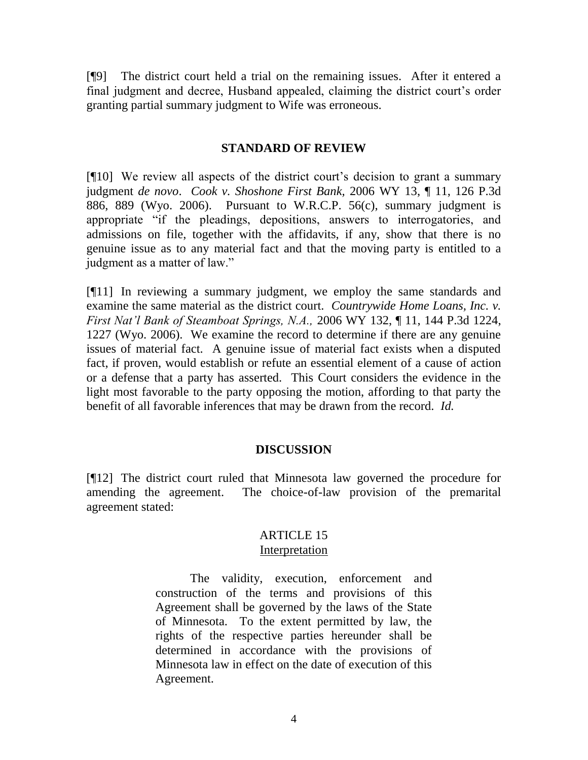[¶9] The district court held a trial on the remaining issues. After it entered a final judgment and decree, Husband appealed, claiming the district court's order granting partial summary judgment to Wife was erroneous.

## STANDARD OF REVIEW

[¶10] We review all aspects of the district court's decision to grant a summary judgment *de novo*. *Cook v. Shoshone First Bank,* 2006 WY 13, ¶ 11, 126 P.3d 886, 889 (Wyo. 2006). Pursuant to W.R.C.P. 56(c), summary judgment is appropriate "if the pleadings, depositions, answers to interrogatories, and admissions on file, together with the affidavits, if any, show that there is no genuine issue as to any material fact and that the moving party is entitled to a judgment as a matter of law."

[¶11] In reviewing a summary judgment, we employ the same standards and examine the same material as the district court. *Countrywide Home Loans, Inc. v. First Nat'l Bank of Steamboat Springs, N.A.,* 2006 WY 132, ¶ 11, 144 P.3d 1224, 1227 (Wyo. 2006). We examine the record to determine if there are any genuine issues of material fact. A genuine issue of material fact exists when a disputed fact, if proven, would establish or refute an essential element of a cause of action or a defense that a party has asserted. This Court considers the evidence in the light most favorable to the party opposing the motion, affording to that party the benefit of all favorable inferences that may be drawn from the record. *Id.*

## DISCUSSION

[¶12] The district court ruled that Minnesota law governed the procedure for amending the agreement. The choice-of-law provision of the premarital agreement stated:

> ARTICLE 15
> Interpretation
>
> The validity, execution, enforcement and construction of the terms and provisions of this Agreement shall be governed by the laws of the State of Minnesota. To the extent permitted by law, the rights of the respective parties hereunder shall be determined in accordance with the provisions of Minnesota law in effect on the date of execution of this Agreement.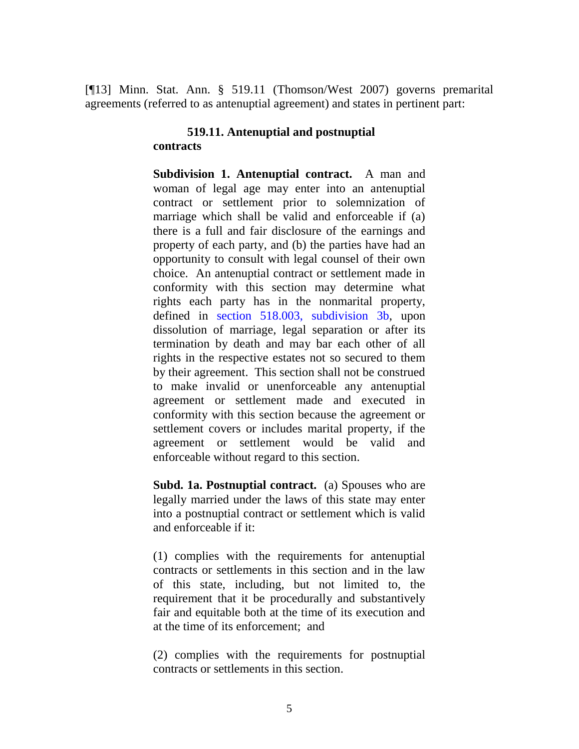[¶13] Minn. Stat. Ann. § 519.11 (Thomson/West 2007) governs premarital agreements (referred to as antenuptial agreement) and states in pertinent part:

> **519.11. Antenuptial and postnuptial contracts**
>
> **Subdivision 1. Antenuptial contract.** A man and woman of legal age may enter into an antenuptial contract or settlement prior to solemnization of marriage which shall be valid and enforceable if (a) there is a full and fair disclosure of the earnings and property of each party, and (b) the parties have had an opportunity to consult with legal counsel of their own choice. An antenuptial contract or settlement made in conformity with this section may determine what rights each party has in the nonmarital property, defined in section 518.003, subdivision 3b, upon dissolution of marriage, legal separation or after its termination by death and may bar each other of all rights in the respective estates not so secured to them by their agreement. This section shall not be construed to make invalid or unenforceable any antenuptial agreement or settlement made and executed in conformity with this section because the agreement or settlement covers or includes marital property, if the agreement or settlement would be valid and enforceable without regard to this section.
>
> **Subd. 1a. Postnuptial contract.** (a) Spouses who are legally married under the laws of this state may enter into a postnuptial contract or settlement which is valid and enforceable if it:
>
> (1) complies with the requirements for antenuptial contracts or settlements in this section and in the law of this state, including, but not limited to, the requirement that it be procedurally and substantively fair and equitable both at the time of its execution and at the time of its enforcement; and
>
> (2) complies with the requirements for postnuptial contracts or settlements in this section.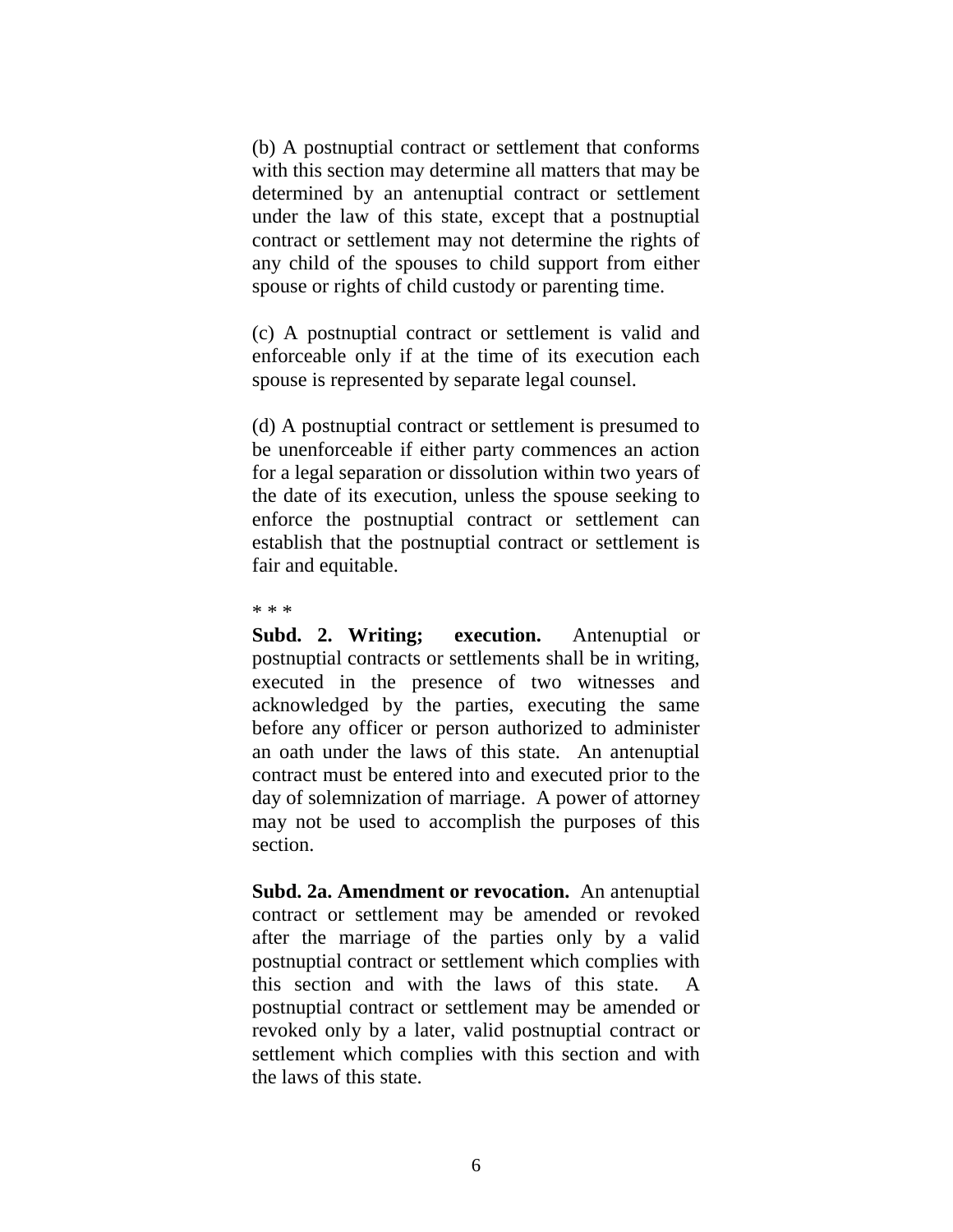(b) A postnuptial contract or settlement that conforms with this section may determine all matters that may be determined by an antenuptial contract or settlement under the law of this state, except that a postnuptial contract or settlement may not determine the rights of any child of the spouses to child support from either spouse or rights of child custody or parenting time.

(c) A postnuptial contract or settlement is valid and enforceable only if at the time of its execution each spouse is represented by separate legal counsel.

(d) A postnuptial contract or settlement is presumed to be unenforceable if either party commences an action for a legal separation or dissolution within two years of the date of its execution, unless the spouse seeking to enforce the postnuptial contract or settlement can establish that the postnuptial contract or settlement is fair and equitable.

* * *

**Subd. 2. Writing; execution.** Antenuptial or postnuptial contracts or settlements shall be in writing, executed in the presence of two witnesses and acknowledged by the parties, executing the same before any officer or person authorized to administer an oath under the laws of this state. An antenuptial contract must be entered into and executed prior to the day of solemnization of marriage. A power of attorney may not be used to accomplish the purposes of this section.

**Subd. 2a. Amendment or revocation.** An antenuptial contract or settlement may be amended or revoked after the marriage of the parties only by a valid postnuptial contract or settlement which complies with this section and with the laws of this state. A postnuptial contract or settlement may be amended or revoked only by a later, valid postnuptial contract or settlement which complies with this section and with the laws of this state.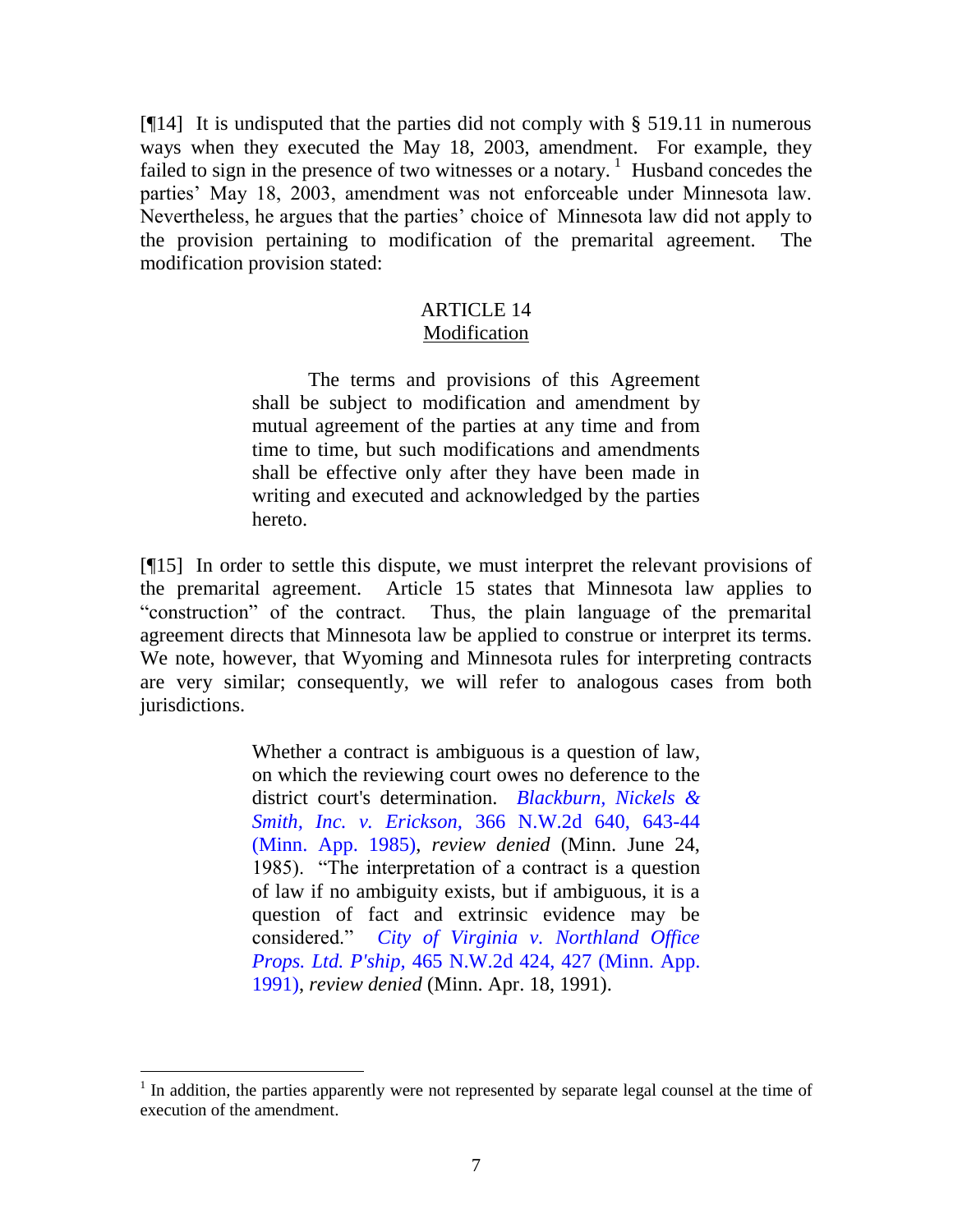[¶14] It is undisputed that the parties did not comply with § 519.11 in numerous ways when they executed the May 18, 2003, amendment. For example, they failed to sign in the presence of two witnesses or a notary.[1] Husband concedes the parties' May 18, 2003, amendment was not enforceable under Minnesota law. Nevertheless, he argues that the parties' choice of Minnesota law did not apply to the provision pertaining to modification of the premarital agreement. The modification provision stated:

> ARTICLE 14
> Modification
>
> The terms and provisions of this Agreement shall be subject to modification and amendment by mutual agreement of the parties at any time and from time to time, but such modifications and amendments shall be effective only after they have been made in writing and executed and acknowledged by the parties hereto.

[¶15] In order to settle this dispute, we must interpret the relevant provisions of the premarital agreement. Article 15 states that Minnesota law applies to "construction" of the contract. Thus, the plain language of the premarital agreement directs that Minnesota law be applied to construe or interpret its terms. We note, however, that Wyoming and Minnesota rules for interpreting contracts are very similar; consequently, we will refer to analogous cases from both jurisdictions.

> Whether a contract is ambiguous is a question of law, on which the reviewing court owes no deference to the district court's determination. *Blackburn, Nickels & Smith, Inc. v. Erickson,* 366 N.W.2d 640, 643-44 (Minn. App. 1985), *review denied* (Minn. June 24, 1985). "The interpretation of a contract is a question of law if no ambiguity exists, but if ambiguous, it is a question of fact and extrinsic evidence may be considered." *City of Virginia v. Northland Office Props. Ltd. P'ship,* 465 N.W.2d 424, 427 (Minn. App. 1991), *review denied* (Minn. Apr. 18, 1991).

---

[1] In addition, the parties apparently were not represented by separate legal counsel at the time of execution of the amendment.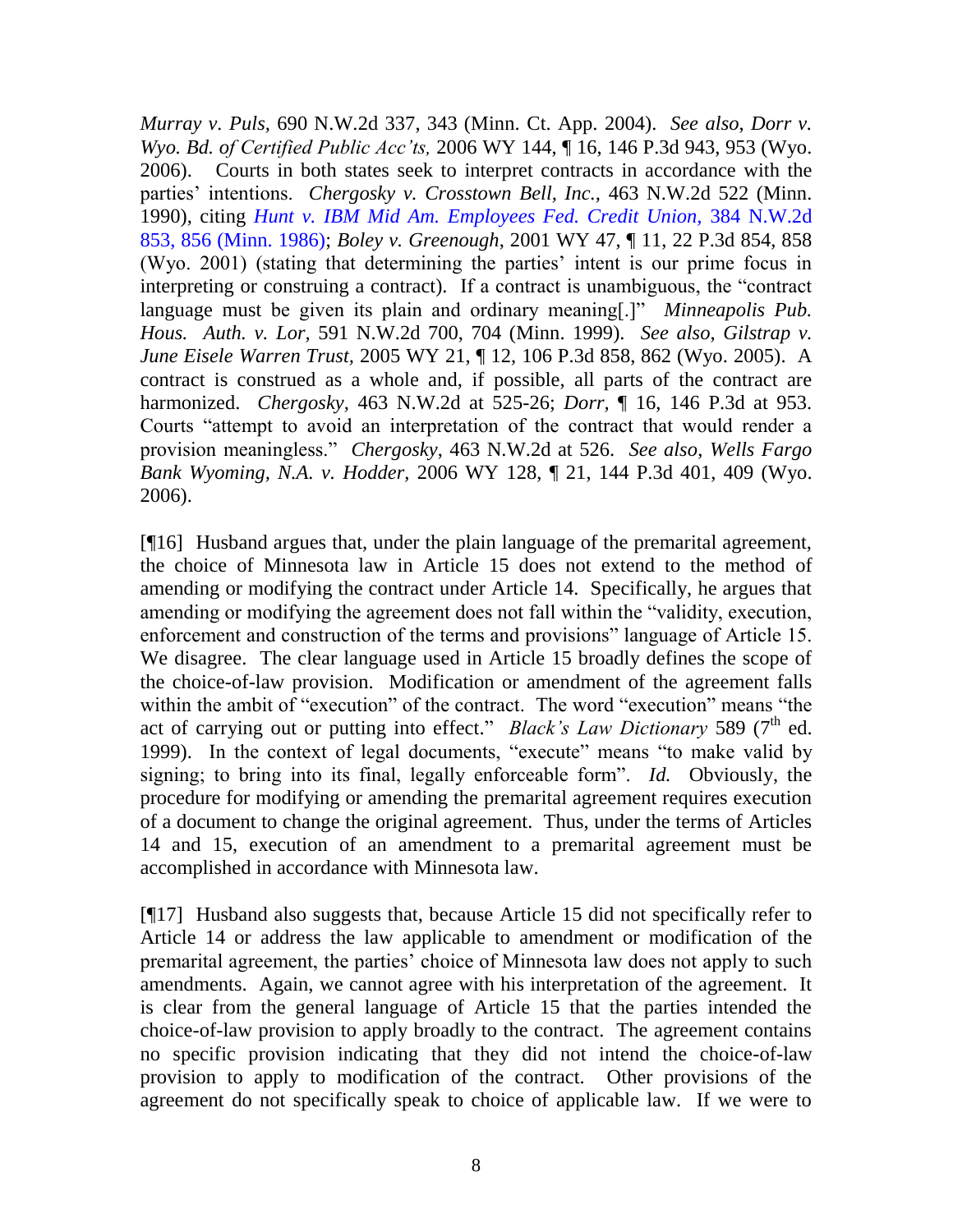*Murray v. Puls*, 690 N.W.2d 337, 343 (Minn. Ct. App. 2004). *See also*, *Dorr v. Wyo. Bd. of Certified Public Acc'ts,* 2006 WY 144, ¶ 16, 146 P.3d 943, 953 (Wyo. 2006). Courts in both states seek to interpret contracts in accordance with the parties' intentions. *Chergosky v. Crosstown Bell, Inc.,* 463 N.W.2d 522 (Minn. 1990), citing *Hunt v. IBM Mid Am. Employees Fed. Credit Union,* 384 N.W.2d 853, 856 (Minn. 1986); *Boley v. Greenough*, 2001 WY 47, ¶ 11, 22 P.3d 854, 858 (Wyo. 2001) (stating that determining the parties' intent is our prime focus in interpreting or construing a contract). If a contract is unambiguous, the "contract language must be given its plain and ordinary meaning[.]" *Minneapolis Pub. Hous. Auth. v. Lor*, 591 N.W.2d 700, 704 (Minn. 1999). *See also*, *Gilstrap v. June Eisele Warren Trust*, 2005 WY 21, ¶ 12, 106 P.3d 858, 862 (Wyo. 2005). A contract is construed as a whole and, if possible, all parts of the contract are harmonized. *Chergosky*, 463 N.W.2d at 525-26; *Dorr*, ¶ 16, 146 P.3d at 953. Courts "attempt to avoid an interpretation of the contract that would render a provision meaningless." *Chergosky*, 463 N.W.2d at 526. *See also*, *Wells Fargo Bank Wyoming, N.A. v. Hodder,* 2006 WY 128, ¶ 21, 144 P.3d 401, 409 (Wyo. 2006).

[¶16] Husband argues that, under the plain language of the premarital agreement, the choice of Minnesota law in Article 15 does not extend to the method of amending or modifying the contract under Article 14. Specifically, he argues that amending or modifying the agreement does not fall within the "validity, execution, enforcement and construction of the terms and provisions" language of Article 15. We disagree. The clear language used in Article 15 broadly defines the scope of the choice-of-law provision. Modification or amendment of the agreement falls within the ambit of "execution" of the contract. The word "execution" means "the act of carrying out or putting into effect." *Black's Law Dictionary* 589 (7th ed. 1999). In the context of legal documents, "execute" means "to make valid by signing; to bring into its final, legally enforceable form". *Id.* Obviously, the procedure for modifying or amending the premarital agreement requires execution of a document to change the original agreement. Thus, under the terms of Articles 14 and 15, execution of an amendment to a premarital agreement must be accomplished in accordance with Minnesota law.

[¶17] Husband also suggests that, because Article 15 did not specifically refer to Article 14 or address the law applicable to amendment or modification of the premarital agreement, the parties' choice of Minnesota law does not apply to such amendments. Again, we cannot agree with his interpretation of the agreement. It is clear from the general language of Article 15 that the parties intended the choice-of-law provision to apply broadly to the contract. The agreement contains no specific provision indicating that they did not intend the choice-of-law provision to apply to modification of the contract. Other provisions of the agreement do not specifically speak to choice of applicable law. If we were to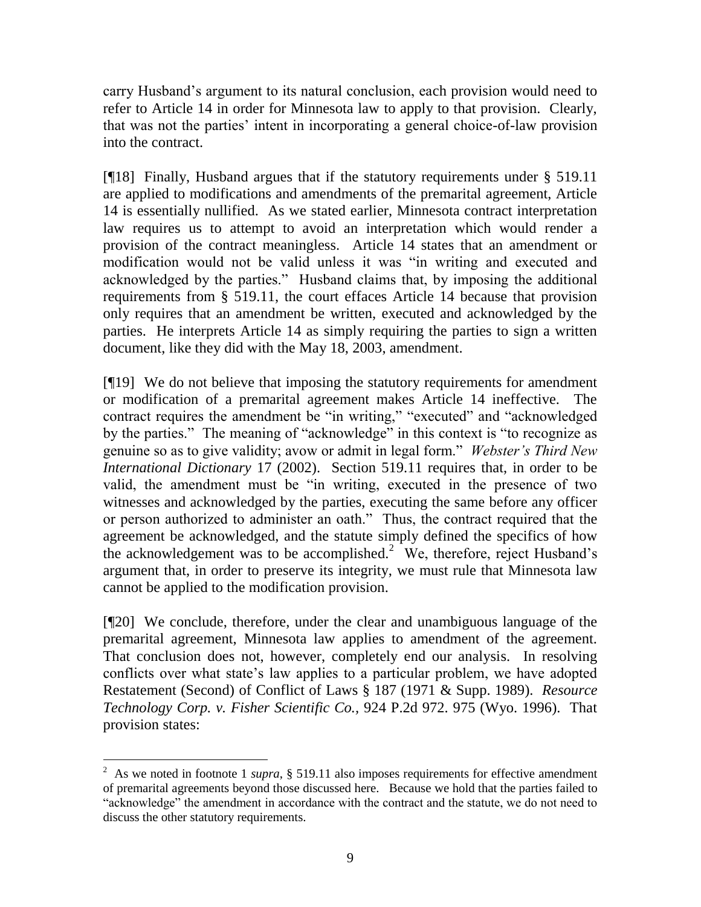carry Husband's argument to its natural conclusion, each provision would need to refer to Article 14 in order for Minnesota law to apply to that provision. Clearly, that was not the parties' intent in incorporating a general choice-of-law provision into the contract.

[¶18] Finally, Husband argues that if the statutory requirements under § 519.11 are applied to modifications and amendments of the premarital agreement, Article 14 is essentially nullified. As we stated earlier, Minnesota contract interpretation law requires us to attempt to avoid an interpretation which would render a provision of the contract meaningless. Article 14 states that an amendment or modification would not be valid unless it was "in writing and executed and acknowledged by the parties." Husband claims that, by imposing the additional requirements from § 519.11, the court effaces Article 14 because that provision only requires that an amendment be written, executed and acknowledged by the parties. He interprets Article 14 as simply requiring the parties to sign a written document, like they did with the May 18, 2003, amendment.

[¶19] We do not believe that imposing the statutory requirements for amendment or modification of a premarital agreement makes Article 14 ineffective. The contract requires the amendment be "in writing," "executed" and "acknowledged by the parties." The meaning of "acknowledge" in this context is "to recognize as genuine so as to give validity; avow or admit in legal form." *Webster's Third New International Dictionary* 17 (2002). Section 519.11 requires that, in order to be valid, the amendment must be "in writing, executed in the presence of two witnesses and acknowledged by the parties, executing the same before any officer or person authorized to administer an oath." Thus, the contract required that the agreement be acknowledged, and the statute simply defined the specifics of how the acknowledgement was to be accomplished.[2] We, therefore, reject Husband's argument that, in order to preserve its integrity, we must rule that Minnesota law cannot be applied to the modification provision.

[¶20] We conclude, therefore, under the clear and unambiguous language of the premarital agreement, Minnesota law applies to amendment of the agreement. That conclusion does not, however, completely end our analysis. In resolving conflicts over what state's law applies to a particular problem, we have adopted Restatement (Second) of Conflict of Laws § 187 (1971 & Supp. 1989). *Resource Technology Corp. v. Fisher Scientific Co.*, 924 P.2d 972. 975 (Wyo. 1996). That provision states:

---

[2] As we noted in footnote 1 *supra*, § 519.11 also imposes requirements for effective amendment of premarital agreements beyond those discussed here. Because we hold that the parties failed to "acknowledge" the amendment in accordance with the contract and the statute, we do not need to discuss the other statutory requirements.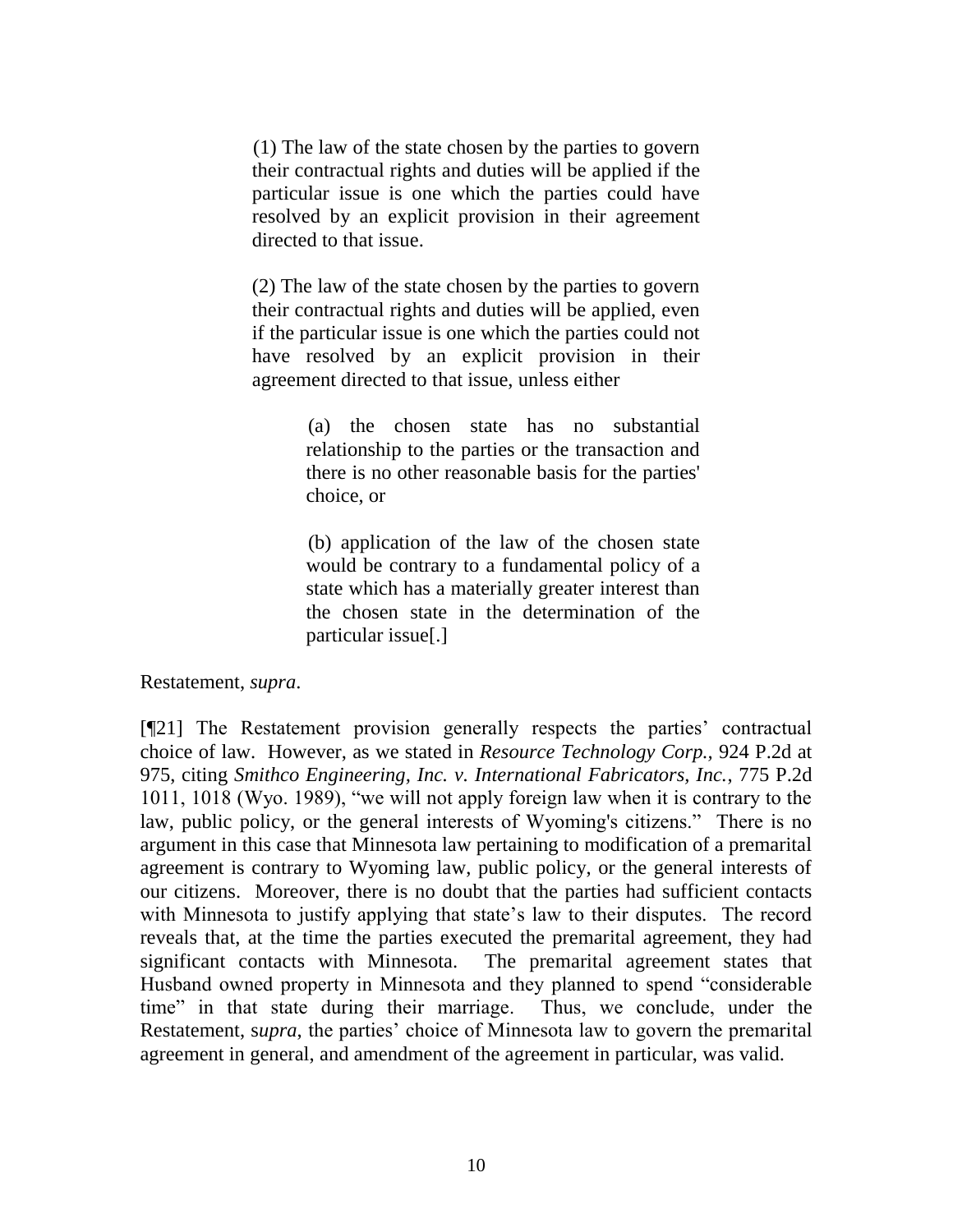> (1) The law of the state chosen by the parties to govern their contractual rights and duties will be applied if the particular issue is one which the parties could have resolved by an explicit provision in their agreement directed to that issue.
>
> (2) The law of the state chosen by the parties to govern their contractual rights and duties will be applied, even if the particular issue is one which the parties could not have resolved by an explicit provision in their agreement directed to that issue, unless either
>
> > (a) the chosen state has no substantial relationship to the parties or the transaction and there is no other reasonable basis for the parties' choice, or
> >
> > (b) application of the law of the chosen state would be contrary to a fundamental policy of a state which has a materially greater interest than the chosen state in the determination of the particular issue[.]

Restatement, *supra*.

[¶21] The Restatement provision generally respects the parties' contractual choice of law. However, as we stated in *Resource Technology Corp.*, 924 P.2d at 975, citing *Smithco Engineering, Inc. v. International Fabricators, Inc.*, 775 P.2d 1011, 1018 (Wyo. 1989), "we will not apply foreign law when it is contrary to the law, public policy, or the general interests of Wyoming's citizens." There is no argument in this case that Minnesota law pertaining to modification of a premarital agreement is contrary to Wyoming law, public policy, or the general interests of our citizens. Moreover, there is no doubt that the parties had sufficient contacts with Minnesota to justify applying that state's law to their disputes. The record reveals that, at the time the parties executed the premarital agreement, they had significant contacts with Minnesota. The premarital agreement states that Husband owned property in Minnesota and they planned to spend "considerable time" in that state during their marriage. Thus, we conclude, under the Restatement, s*upra*, the parties' choice of Minnesota law to govern the premarital agreement in general, and amendment of the agreement in particular, was valid.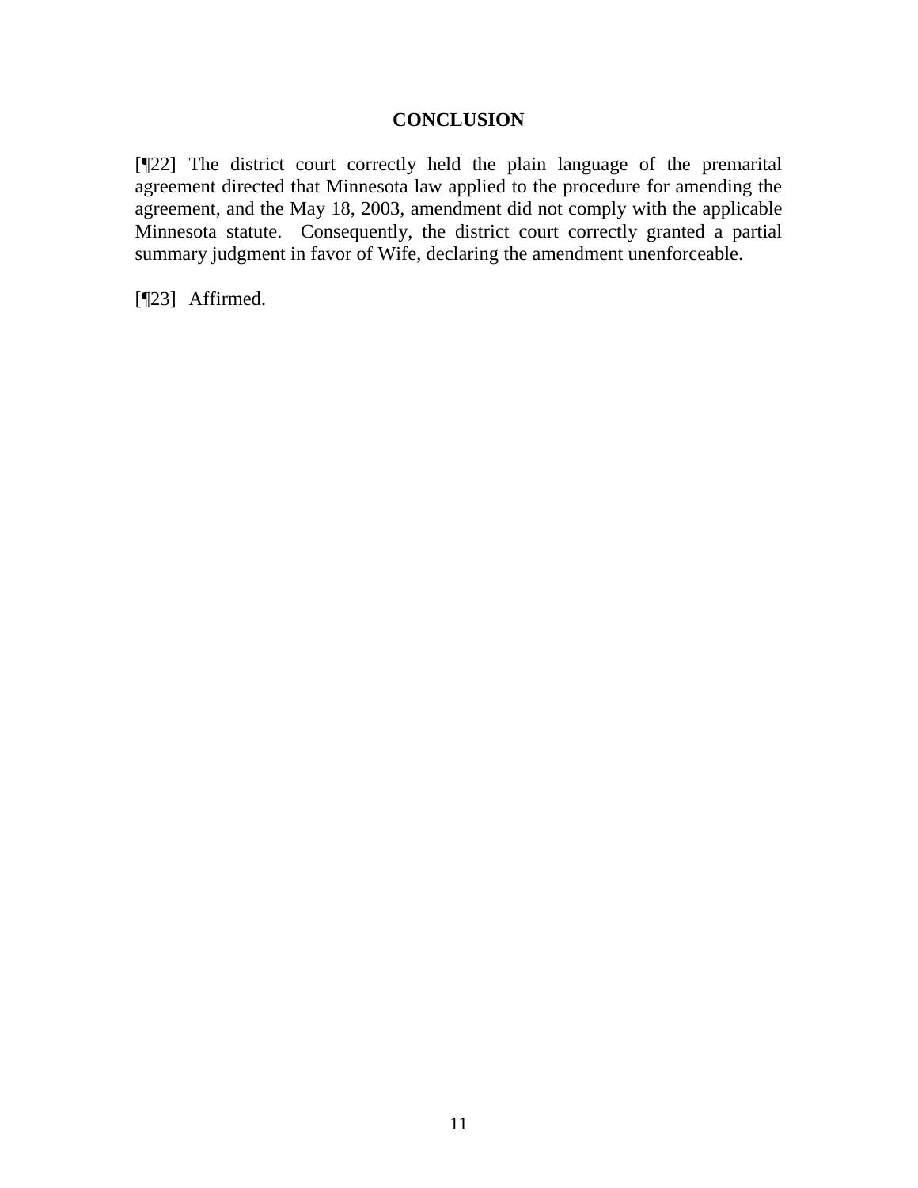## CONCLUSION

[¶22] The district court correctly held the plain language of the premarital agreement directed that Minnesota law applied to the procedure for amending the agreement, and the May 18, 2003, amendment did not comply with the applicable Minnesota statute. Consequently, the district court correctly granted a partial summary judgment in favor of Wife, declaring the amendment unenforceable.

[¶23] Affirmed.